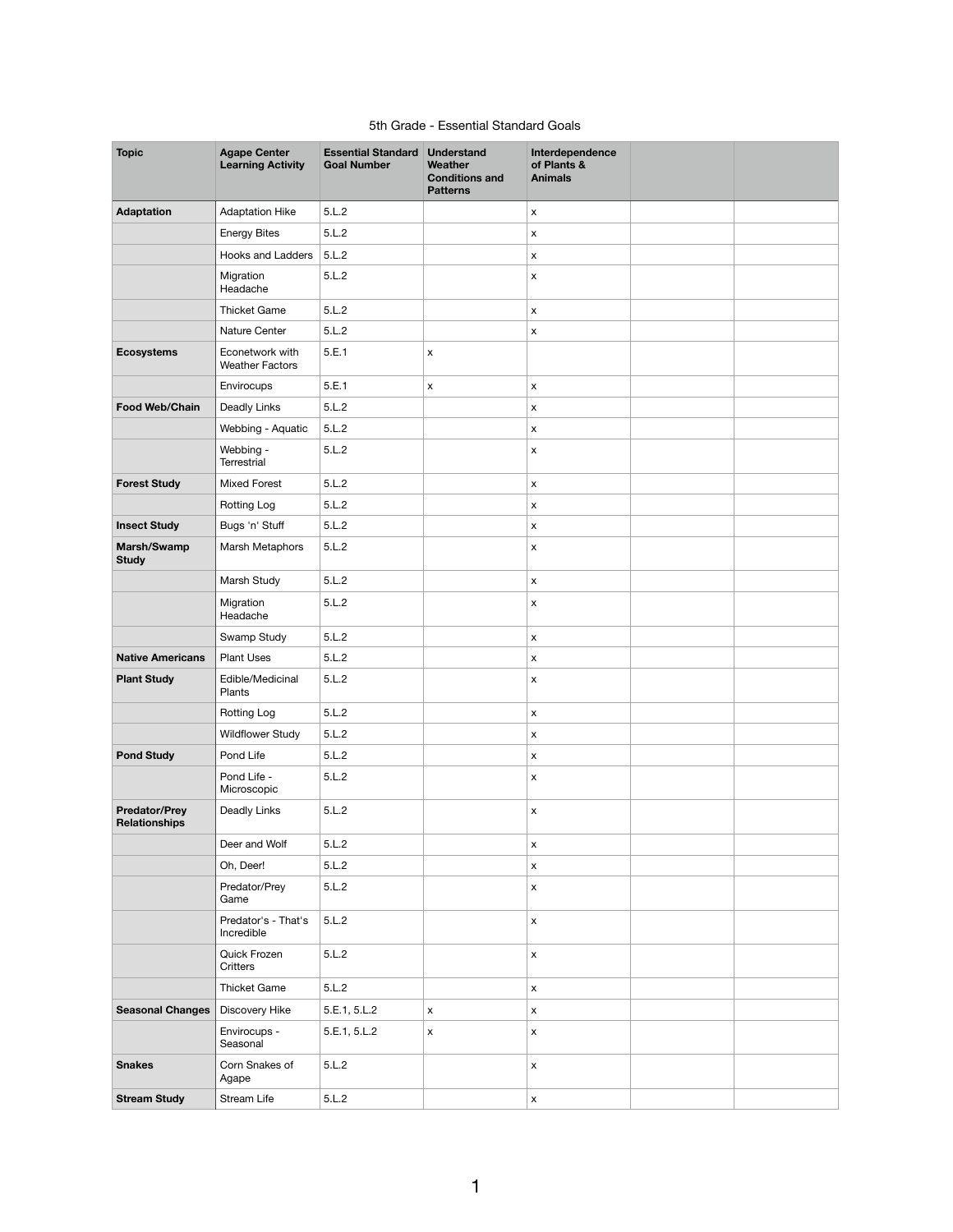5th Grade - Essential Standard Goals

| Topic | Agape Center Learning Activity | Essential Standard Goal Number | Understand Weather Conditions and Patterns | Interdependence of Plants & Animals | | |
|---|---|---|---|---|---|---|
| **Adaptation** | Adaptation Hike | 5.L.2 | | x | | |
| | Energy Bites | 5.L.2 | | x | | |
| | Hooks and Ladders | 5.L.2 | | x | | |
| | Migration Headache | 5.L.2 | | x | | |
| | Thicket Game | 5.L.2 | | x | | |
| | Nature Center | 5.L.2 | | x | | |
| **Ecosystems** | Econetwork with Weather Factors | 5.E.1 | x | | | |
| | Envirocups | 5.E.1 | x | x | | |
| **Food Web/Chain** | Deadly Links | 5.L.2 | | x | | |
| | Webbing - Aquatic | 5.L.2 | | x | | |
| | Webbing - Terrestrial | 5.L.2 | | x | | |
| **Forest Study** | Mixed Forest | 5.L.2 | | x | | |
| | Rotting Log | 5.L.2 | | x | | |
| **Insect Study** | Bugs 'n' Stuff | 5.L.2 | | x | | |
| **Marsh/Swamp Study** | Marsh Metaphors | 5.L.2 | | x | | |
| | Marsh Study | 5.L.2 | | x | | |
| | Migration Headache | 5.L.2 | | x | | |
| | Swamp Study | 5.L.2 | | x | | |
| **Native Americans** | Plant Uses | 5.L.2 | | x | | |
| **Plant Study** | Edible/Medicinal Plants | 5.L.2 | | x | | |
| | Rotting Log | 5.L.2 | | x | | |
| | Wildflower Study | 5.L.2 | | x | | |
| **Pond Study** | Pond Life | 5.L.2 | | x | | |
| | Pond Life - Microscopic | 5.L.2 | | x | | |
| **Predator/Prey Relationships** | Deadly Links | 5.L.2 | | x | | |
| | Deer and Wolf | 5.L.2 | | x | | |
| | Oh, Deer! | 5.L.2 | | x | | |
| | Predator/Prey Game | 5.L.2 | | x | | |
| | Predator's - That's Incredible | 5.L.2 | | x | | |
| | Quick Frozen Critters | 5.L.2 | | x | | |
| | Thicket Game | 5.L.2 | | x | | |
| **Seasonal Changes** | Discovery Hike | 5.E.1, 5.L.2 | x | x | | |
| | Envirocups - Seasonal | 5.E.1, 5.L.2 | x | x | | |
| **Snakes** | Corn Snakes of Agape | 5.L.2 | | x | | |
| **Stream Study** | Stream Life | 5.L.2 | | x | | |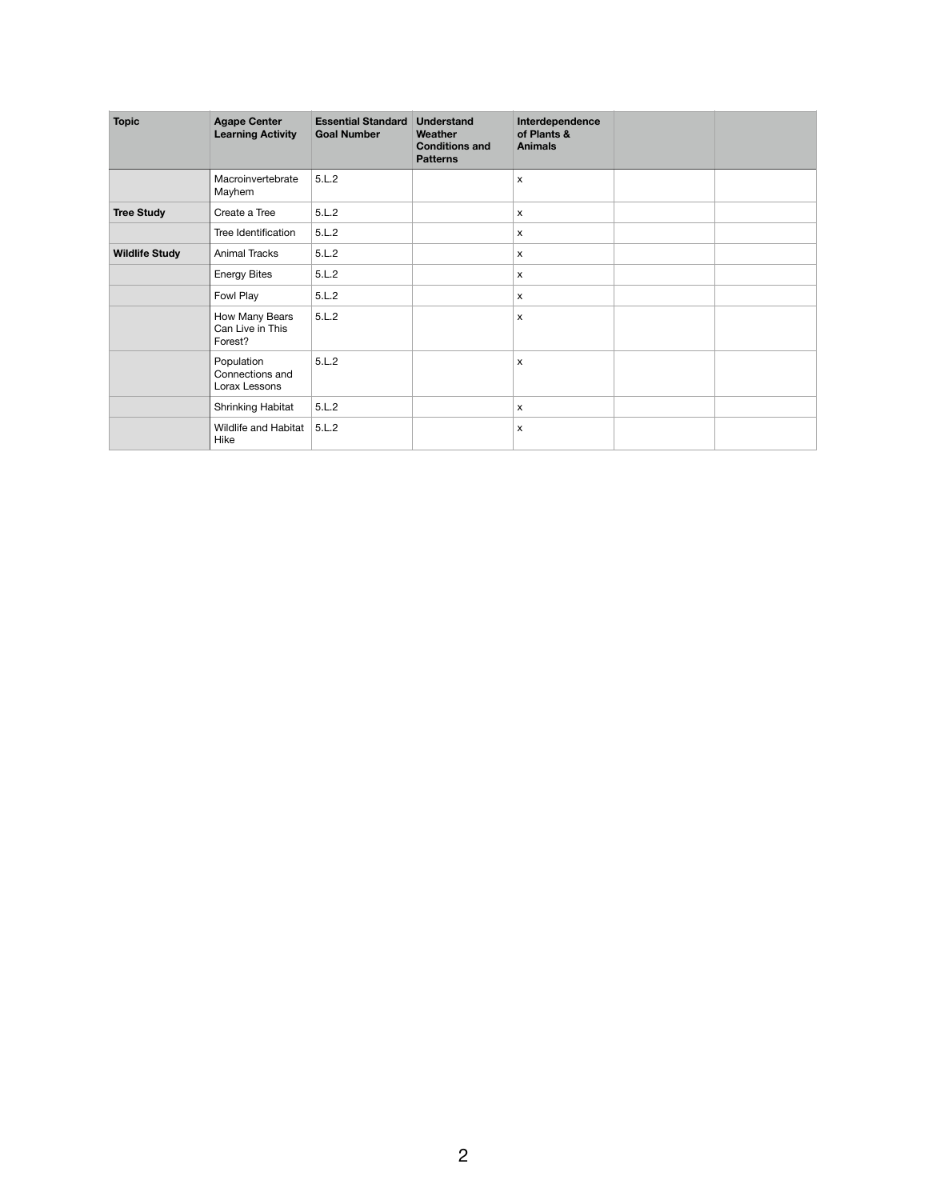| Topic | Agape Center Learning Activity | Essential Standard Goal Number | Understand Weather Conditions and Patterns | Interdependence of Plants & Animals | | |
|---|---|---|---|---|---|---|
| | Macroinvertebrate Mayhem | 5.L.2 | | x | | |
| **Tree Study** | Create a Tree | 5.L.2 | | x | | |
| | Tree Identification | 5.L.2 | | x | | |
| **Wildlife Study** | Animal Tracks | 5.L.2 | | x | | |
| | Energy Bites | 5.L.2 | | x | | |
| | Fowl Play | 5.L.2 | | x | | |
| | How Many Bears Can Live in This Forest? | 5.L.2 | | x | | |
| | Population Connections and Lorax Lessons | 5.L.2 | | x | | |
| | Shrinking Habitat | 5.L.2 | | x | | |
| | Wildlife and Habitat Hike | 5.L.2 | | x | | |